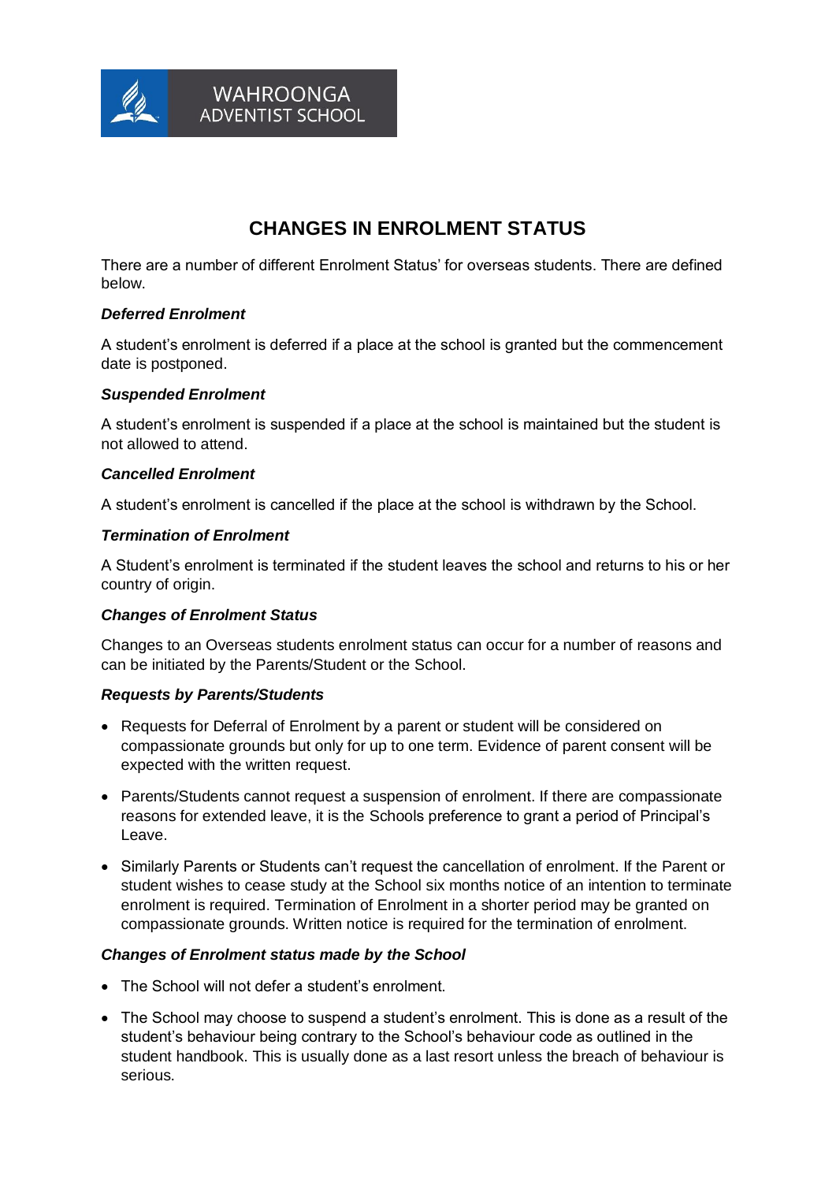WAHROONGA ADVENTIST SCHOOL

# CHANGES IN ENROLMENT STATUS

There are a number of different Enrolment Status' for overseas students. There are defined below.

***Deferred Enrolment***

A student's enrolment is deferred if a place at the school is granted but the commencement date is postponed.

***Suspended Enrolment***

A student's enrolment is suspended if a place at the school is maintained but the student is not allowed to attend.

***Cancelled Enrolment***

A student's enrolment is cancelled if the place at the school is withdrawn by the School.

***Termination of Enrolment***

A Student's enrolment is terminated if the student leaves the school and returns to his or her country of origin.

***Changes of Enrolment Status***

Changes to an Overseas students enrolment status can occur for a number of reasons and can be initiated by the Parents/Student or the School.

***Requests by Parents/Students***

- Requests for Deferral of Enrolment by a parent or student will be considered on compassionate grounds but only for up to one term. Evidence of parent consent will be expected with the written request.
- Parents/Students cannot request a suspension of enrolment. If there are compassionate reasons for extended leave, it is the Schools preference to grant a period of Principal's Leave.
- Similarly Parents or Students can't request the cancellation of enrolment. If the Parent or student wishes to cease study at the School six months notice of an intention to terminate enrolment is required. Termination of Enrolment in a shorter period may be granted on compassionate grounds. Written notice is required for the termination of enrolment.

***Changes of Enrolment status made by the School***

- The School will not defer a student's enrolment.
- The School may choose to suspend a student's enrolment. This is done as a result of the student's behaviour being contrary to the School's behaviour code as outlined in the student handbook. This is usually done as a last resort unless the breach of behaviour is serious.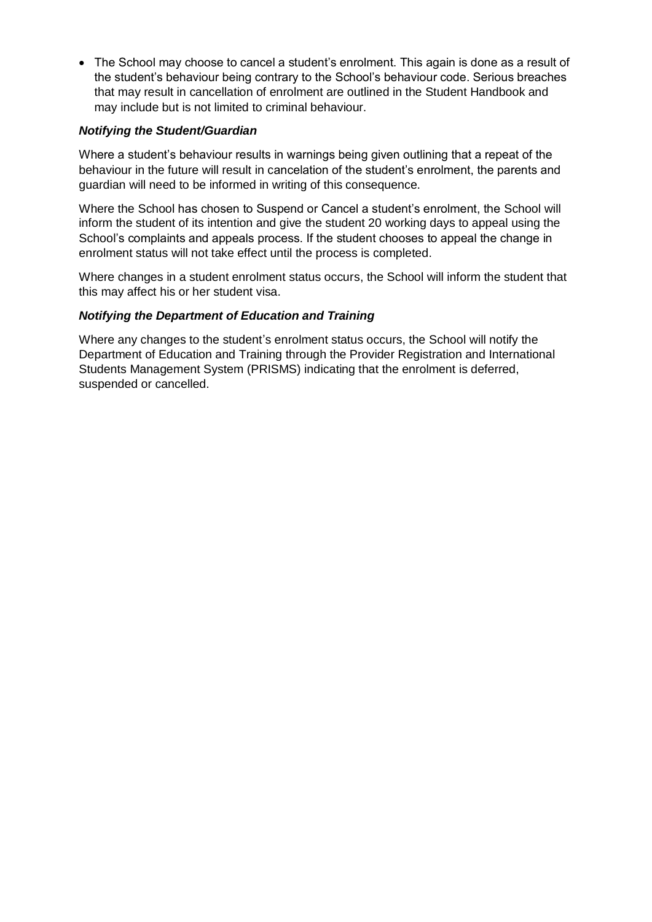- The School may choose to cancel a student's enrolment. This again is done as a result of the student's behaviour being contrary to the School's behaviour code. Serious breaches that may result in cancellation of enrolment are outlined in the Student Handbook and may include but is not limited to criminal behaviour.

***Notifying the Student/Guardian***

Where a student's behaviour results in warnings being given outlining that a repeat of the behaviour in the future will result in cancelation of the student's enrolment, the parents and guardian will need to be informed in writing of this consequence.

Where the School has chosen to Suspend or Cancel a student's enrolment, the School will inform the student of its intention and give the student 20 working days to appeal using the School's complaints and appeals process. If the student chooses to appeal the change in enrolment status will not take effect until the process is completed.

Where changes in a student enrolment status occurs, the School will inform the student that this may affect his or her student visa.

***Notifying the Department of Education and Training***

Where any changes to the student's enrolment status occurs, the School will notify the Department of Education and Training through the Provider Registration and International Students Management System (PRISMS) indicating that the enrolment is deferred, suspended or cancelled.